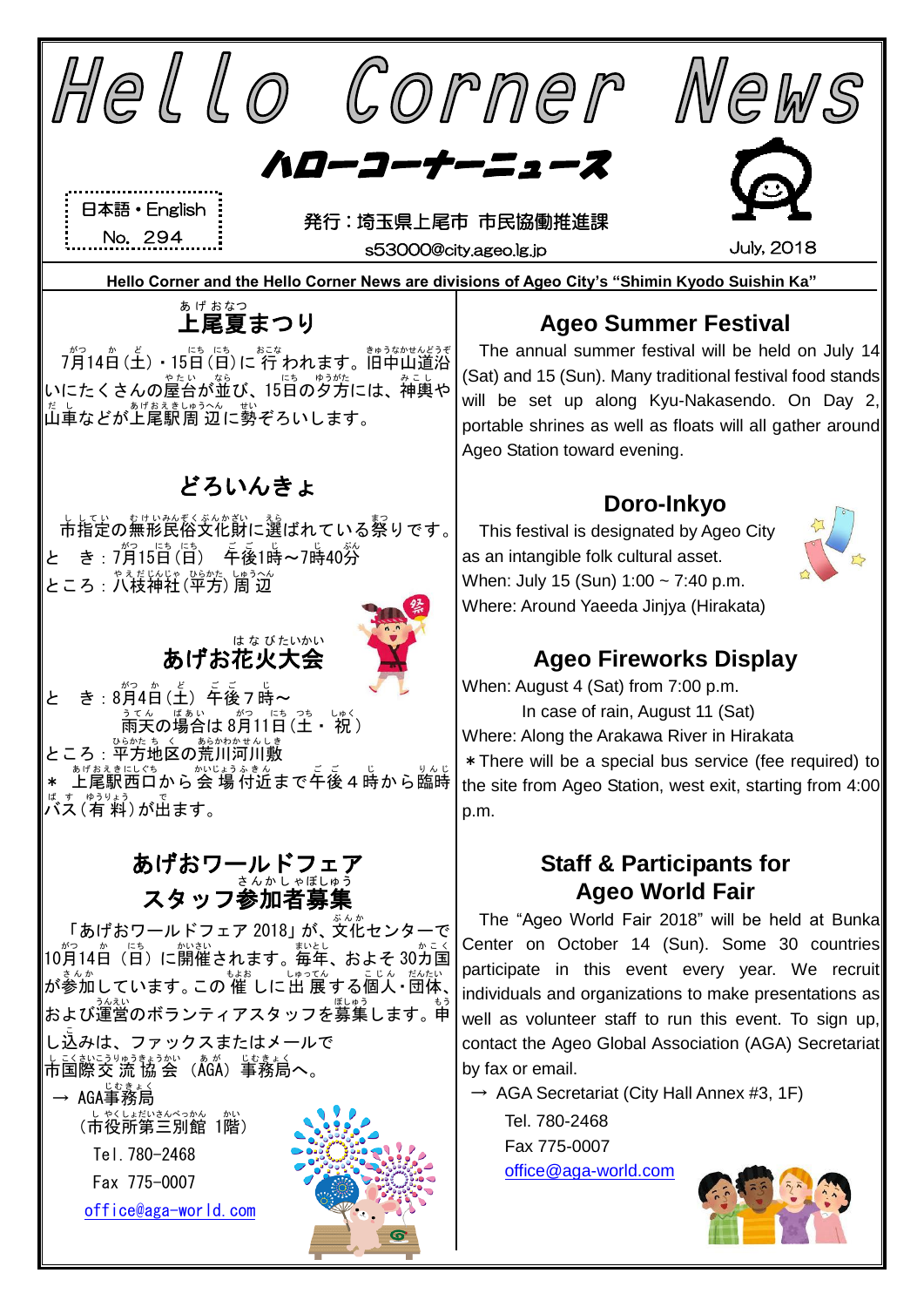# Hello Corner News

## ハローコーナーニュース

日本語・English
No. 294

発行：埼玉県上尾市 市民協働推進課
s53000@city.ageo.lg.jp

July, 2018

**Hello Corner and the Hello Corner News are divisions of Ageo City's "Shimin Kyodo Suishin Ka"**

## 上尾夏まつり

7月14日（土）・15日（日）に行われます。旧中山道沿いにたくさんの屋台が並び、15日の夕方には、神輿や山車などが上尾駅周辺に勢ぞろいします。

## どろいんきょ

市指定の無形民俗文化財に選ばれている祭りです。
と　き：7月15日（日）　午後1時～7時40分
ところ：八枝神社（平方）周辺

## あげお花火大会

と　き：8月4日（土）　午後７時～
　　　　雨天の場合は 8月11日（土・祝）
ところ：平方地区の荒川河川敷
＊　上尾駅西口から会場付近まで午後４時から臨時バス（有料）が出ます。

## あげおワールドフェア スタッフ参加者募集

「あげおワールドフェア 2018」が、文化センターで10月14日（日）に開催されます。毎年、およそ 30カ国が参加しています。この催しに出展する個人・団体、および運営のボランティアスタッフを募集します。申し込みは、ファックスまたはメールで市国際交流協会（AGA）事務局へ。

→ AGA事務局
（市役所第三別館 1階）
Tel. 780-2468
Fax 775-0007
office@aga-world.com

## Ageo Summer Festival

The annual summer festival will be held on July 14 (Sat) and 15 (Sun). Many traditional festival food stands will be set up along Kyu-Nakasendo. On Day 2, portable shrines as well as floats will all gather around Ageo Station toward evening.

## Doro-Inkyo

This festival is designated by Ageo City as an intangible folk cultural asset.
When: July 15 (Sun) 1:00 ~ 7:40 p.m.
Where: Around Yaeeda Jinjya (Hirakata)

## Ageo Fireworks Display

When: August 4 (Sat) from 7:00 p.m.
　　In case of rain, August 11 (Sat)
Where: Along the Arakawa River in Hirakata
＊There will be a special bus service (fee required) to the site from Ageo Station, west exit, starting from 4:00 p.m.

## Staff & Participants for Ageo World Fair

The "Ageo World Fair 2018" will be held at Bunka Center on October 14 (Sun). Some 30 countries participate in this event every year. We recruit individuals and organizations to make presentations as well as volunteer staff to run this event. To sign up, contact the Ageo Global Association (AGA) Secretariat by fax or email.

→ AGA Secretariat (City Hall Annex #3, 1F)
Tel. 780-2468
Fax 775-0007
office@aga-world.com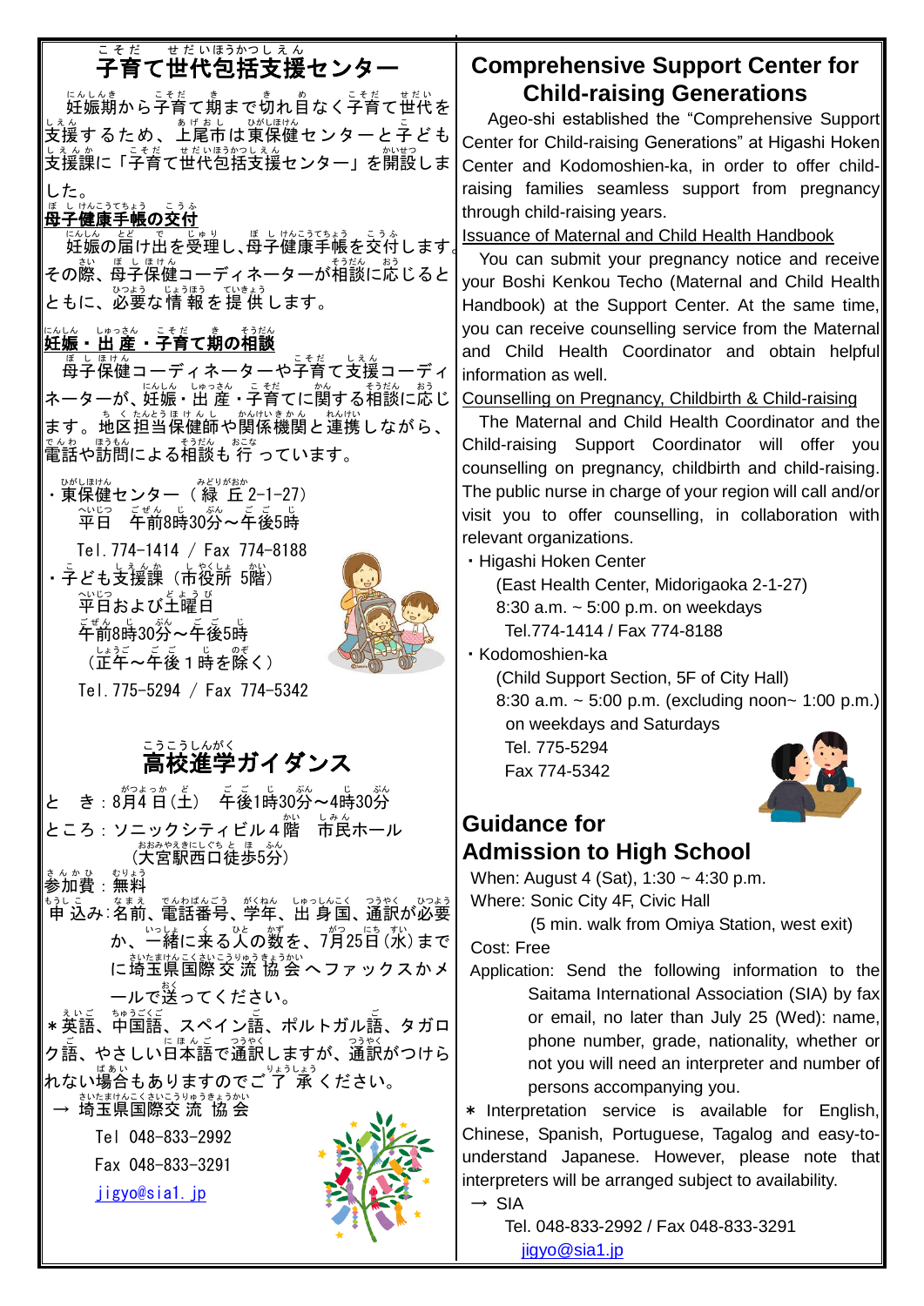# 子育て世代包括支援センター

妊娠期から子育て期まで切れ目なく子育て世代を支援するため、上尾市は東保健センターと子ども支援課に「子育て世代包括支援センター」を開設しました。

**母子健康手帳の交付**

妊娠の届け出を受理し、母子健康手帳を交付します。その際、母子保健コーディネーターが相談に応じるとともに、必要な情報を提供します。

**妊娠・出産・子育て期の相談**

母子保健コーディネーターや子育て支援コーディネーターが、妊娠・出産・子育てに関する相談に応じます。地区担当保健師や関係機関と連携しながら、電話や訪問による相談も行っています。

・東保健センター（緑丘2-1-27）
　平日　午前8時30分～午後5時
　Tel. 774-1414 / Fax 774-8188

・子ども支援課（市役所 5階）
　平日および土曜日
　午前8時30分～午後5時
　（正午～午後１時を除く）
　Tel. 775-5294 / Fax 774-5342

# 高校進学ガイダンス

とき：8月4日(土)　午後1時30分～4時30分

ところ：ソニックシティビル４階　市民ホール
　（大宮駅西口徒歩5分）

参加費：無料

申込み：名前、電話番号、学年、出身国、通訳が必要か、一緒に来る人の数を、7月25日(水)までに埼玉県国際交流協会へファックスかメールで送ってください。

＊英語、中国語、スペイン語、ポルトガル語、タガログ語、やさしい日本語で通訳しますが、通訳がつけられない場合もありますのでご了承ください。

→ 埼玉県国際交流協会
　Tel 048-833-2992
　Fax 048-833-3291
　jigyo@sia1.jp

# Comprehensive Support Center for Child-raising Generations

Ageo-shi established the "Comprehensive Support Center for Child-raising Generations" at Higashi Hoken Center and Kodomoshien-ka, in order to offer child-raising families seamless support from pregnancy through child-raising years.

Issuance of Maternal and Child Health Handbook

You can submit your pregnancy notice and receive your Boshi Kenkou Techo (Maternal and Child Health Handbook) at the Support Center. At the same time, you can receive counselling service from the Maternal and Child Health Coordinator and obtain helpful information as well.

Counselling on Pregnancy, Childbirth & Child-raising

The Maternal and Child Health Coordinator and the Child-raising Support Coordinator will offer you counselling on pregnancy, childbirth and child-raising. The public nurse in charge of your region will call and/or visit you to offer counselling, in collaboration with relevant organizations.

・Higashi Hoken Center
　(East Health Center, Midorigaoka 2-1-27)
　8:30 a.m. ~ 5:00 p.m. on weekdays
　Tel.774-1414 / Fax 774-8188

・Kodomoshien-ka
　(Child Support Section, 5F of City Hall)
　8:30 a.m. ~ 5:00 p.m. (excluding noon~ 1:00 p.m.) on weekdays and Saturdays
　Tel. 775-5294
　Fax 774-5342

# Guidance for Admission to High School

When: August 4 (Sat), 1:30 ~ 4:30 p.m.

Where: Sonic City 4F, Civic Hall
　(5 min. walk from Omiya Station, west exit)

Cost: Free

Application: Send the following information to the Saitama International Association (SIA) by fax or email, no later than July 25 (Wed): name, phone number, grade, nationality, whether or not you will need an interpreter and number of persons accompanying you.

＊ Interpretation service is available for English, Chinese, Spanish, Portuguese, Tagalog and easy-to-understand Japanese. However, please note that interpreters will be arranged subject to availability.

→ SIA
　Tel. 048-833-2992 / Fax 048-833-3291
　jigyo@sia1.jp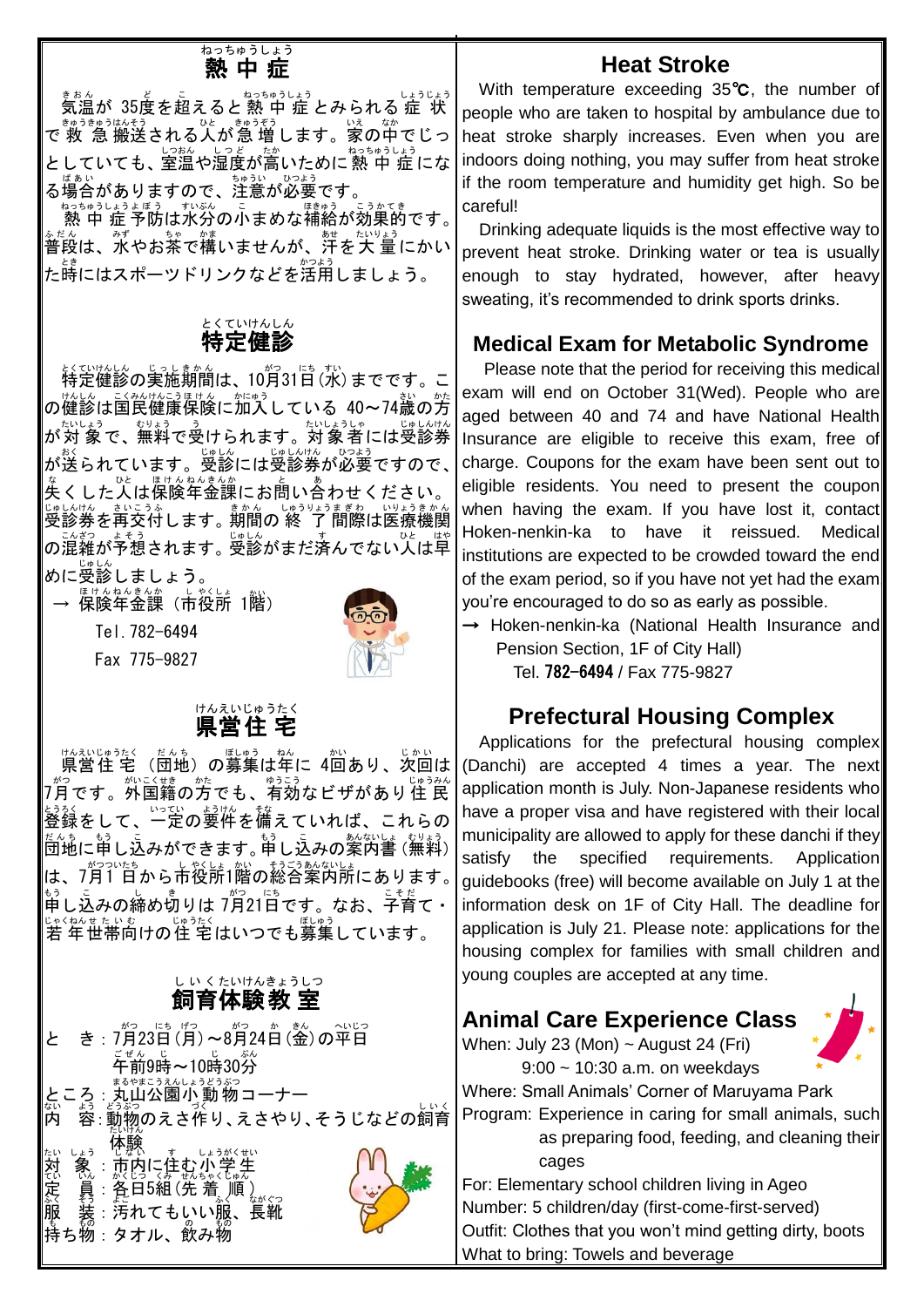# 熱中症

気温が35度を超えると熱中症とみられる症状で救急搬送される人が急増します。家の中でじっとしていても、室温や湿度が高いために熱中症になる場合がありますので、注意が必要です。

熱中症予防は水分の小まめな補給が効果的です。普段は、水やお茶で構いませんが、汗を大量にかいた時にはスポーツドリンクなどを活用しましょう。

# Heat Stroke

With temperature exceeding 35℃, the number of people who are taken to hospital by ambulance due to heat stroke sharply increases. Even when you are indoors doing nothing, you may suffer from heat stroke if the room temperature and humidity get high. So be careful!

Drinking adequate liquids is the most effective way to prevent heat stroke. Drinking water or tea is usually enough to stay hydrated, however, after heavy sweating, it's recommended to drink sports drinks.

# 特定健診

特定健診の実施期間は、10月31日（水）までです。この健診は国民健康保険に加入している40～74歳の方が対象で、無料で受けられます。対象者には受診券が送られています。受診には受診券が必要ですので、失くした人は保険年金課にお問い合わせください。受診券を再交付します。期間の終了間際は医療機関の混雑が予想されます。受診がまだ済んでない人は早めに受診しましょう。

→ 保険年金課（市役所 1階）
Tel. 782-6494
Fax 775-9827

# Medical Exam for Metabolic Syndrome

Please note that the period for receiving this medical exam will end on October 31(Wed). People who are aged between 40 and 74 and have National Health Insurance are eligible to receive this exam, free of charge. Coupons for the exam have been sent out to eligible residents. You need to present the coupon when having the exam. If you have lost it, contact Hoken-nenkin-ka to have it reissued. Medical institutions are expected to be crowded toward the end of the exam period, so if you have not yet had the exam you're encouraged to do so as early as possible.

→ Hoken-nenkin-ka (National Health Insurance and Pension Section, 1F of City Hall)
Tel. 782-6494 / Fax 775-9827

# 県営住宅

県営住宅（団地）の募集は年に4回あり、次回は7月です。外国籍の方でも、有効なビザがあり住民登録をして、一定の要件を備えていれば、これらの団地に申し込みができます。申し込みの案内書（無料）は、7月1日から市役所1階の総合案内所にあります。申し込みの締め切りは7月21日です。なお、子育て・若年世帯向けの住宅はいつでも募集しています。

# Prefectural Housing Complex

Applications for the prefectural housing complex (Danchi) are accepted 4 times a year. The next application month is July. Non-Japanese residents who have a proper visa and have registered with their local municipality are allowed to apply for these danchi if they satisfy the specified requirements. Application guidebooks (free) will become available on July 1 at the information desk on 1F of City Hall. The deadline for application is July 21. Please note: applications for the housing complex for families with small children and young couples are accepted at any time.

# 飼育体験教室

と　き：7月23日（月）～8月24日（金）の平日
　　　　午前9時～10時30分
ところ：丸山公園小動物コーナー
内　容：動物のえさ作り、えさやり、そうじなどの飼育体験
対　象：市内に住む小学生
定　員：各日5組（先着順）
服　装：汚れてもいい服、長靴
持ち物：タオル、飲み物

# Animal Care Experience Class

When: July 23 (Mon) ~ August 24 (Fri)
9:00 ~ 10:30 a.m. on weekdays
Where: Small Animals' Corner of Maruyama Park
Program: Experience in caring for small animals, such as preparing food, feeding, and cleaning their cages
For: Elementary school children living in Ageo
Number: 5 children/day (first-come-first-served)
Outfit: Clothes that you won't mind getting dirty, boots
What to bring: Towels and beverage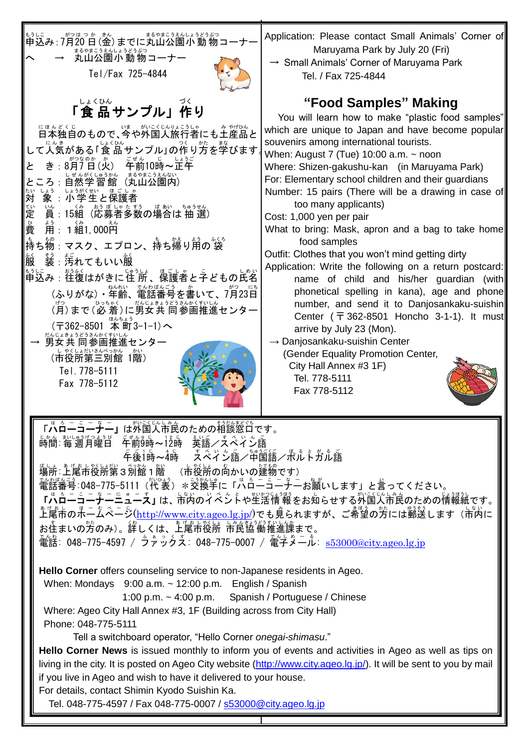申込み：7月20日(金)までに丸山公園小動物コーナーへ → 丸山公園小動物コーナー

Tel/Fax 725-4844

Application: Please contact Small Animals' Corner of Maruyama Park by July 20 (Fri)

→ Small Animals' Corner of Maruyama Park

Tel. / Fax 725-4844

## 「食品サンプル」作り

日本独自のもので、今や外国人旅行者にも土産品として人気がある「食品サンプル」の作り方を学びます。

と　き：8月7日(火)　午前10時～正午

ところ：自然学習館（丸山公園内）

対　象：小学生と保護者

定　員：15組（応募者多数の場合は抽選）

費　用：1組1,000円

持ち物：マスク、エプロン、持ち帰り用の袋

服　装：汚れてもいい服

申込み：往復はがきに住所、保護者と子どもの氏名（ふりがな）・年齢、電話番号を書いて、7月23日(月)まで(必着)に男女共同参画推進センター(〒362-8501 本町3-1-1)へ

→ 男女共同参画推進センター

(市役所第三別館 1階)

Tel. 778-5111

Fax 778-5112

## "Food Samples" Making

You will learn how to make "plastic food samples" which are unique to Japan and have become popular souvenirs among international tourists.

When: August 7 (Tue) 10:00 a.m. ~ noon

Where: Shizen-gakushu-kan (in Maruyama Park)

For: Elementary school children and their guardians

Number: 15 pairs (There will be a drawing in case of too many applicants)

Cost: 1,000 yen per pair

What to bring: Mask, apron and a bag to take home food samples

Outfit: Clothes that you won't mind getting dirty

Application: Write the following on a return postcard: name of child and his/her guardian (with phonetical spelling in kana), age and phone number, and send it to Danjosankaku-suishin Center (〒362-8501 Honcho 3-1-1). It must arrive by July 23 (Mon).

→ Danjosankaku-suishin Center

(Gender Equality Promotion Center, City Hall Annex #3 1F)

Tel. 778-5111

Fax 778-5112

---

「ハローコーナー」は外国人市民のための相談窓口です。

時間：毎週月曜日　午前9時～12時　英語／スペイン語

午後1時～4時　スペイン語／中国語／ポルトガル語

場所：上尾市役所第３別館１階　（市役所の向かいの建物です）

電話番号：048-775-5111（代表）＊交換手に「ハローコーナーお願いします」と言ってください。

**「ハローコーナーニュース」**は、市内のイベントや生活情報をお知らせする外国人市民のための情報紙です。上尾市のホームページ(http://www.city.ageo.lg.jp/)でも見られますが、ご希望の方には郵送します（市内にお住まいの方のみ）。詳しくは、上尾市役所 市民協働推進課まで。

電話：048-775-4597 / ファックス：048-775-0007 / 電子メール：s53000@city.ageo.lg.jp

**Hello Corner** offers counseling service to non-Japanese residents in Ageo.

When: Mondays　9:00 a.m. ~ 12:00 p.m.　English / Spanish

1:00 p.m. ~ 4:00 p.m.　Spanish / Portuguese / Chinese

Where: Ageo City Hall Annex #3, 1F (Building across from City Hall)

Phone: 048-775-5111

Tell a switchboard operator, "Hello Corner *onegai-shimasu*."

**Hello Corner News** is issued monthly to inform you of events and activities in Ageo as well as tips on living in the city. It is posted on Ageo City website (http://www.city.ageo.lg.jp/). It will be sent to you by mail if you live in Ageo and wish to have it delivered to your house.

For details, contact Shimin Kyodo Suishin Ka.

Tel. 048-775-4597 / Fax 048-775-0007 / s53000@city.ageo.lg.jp